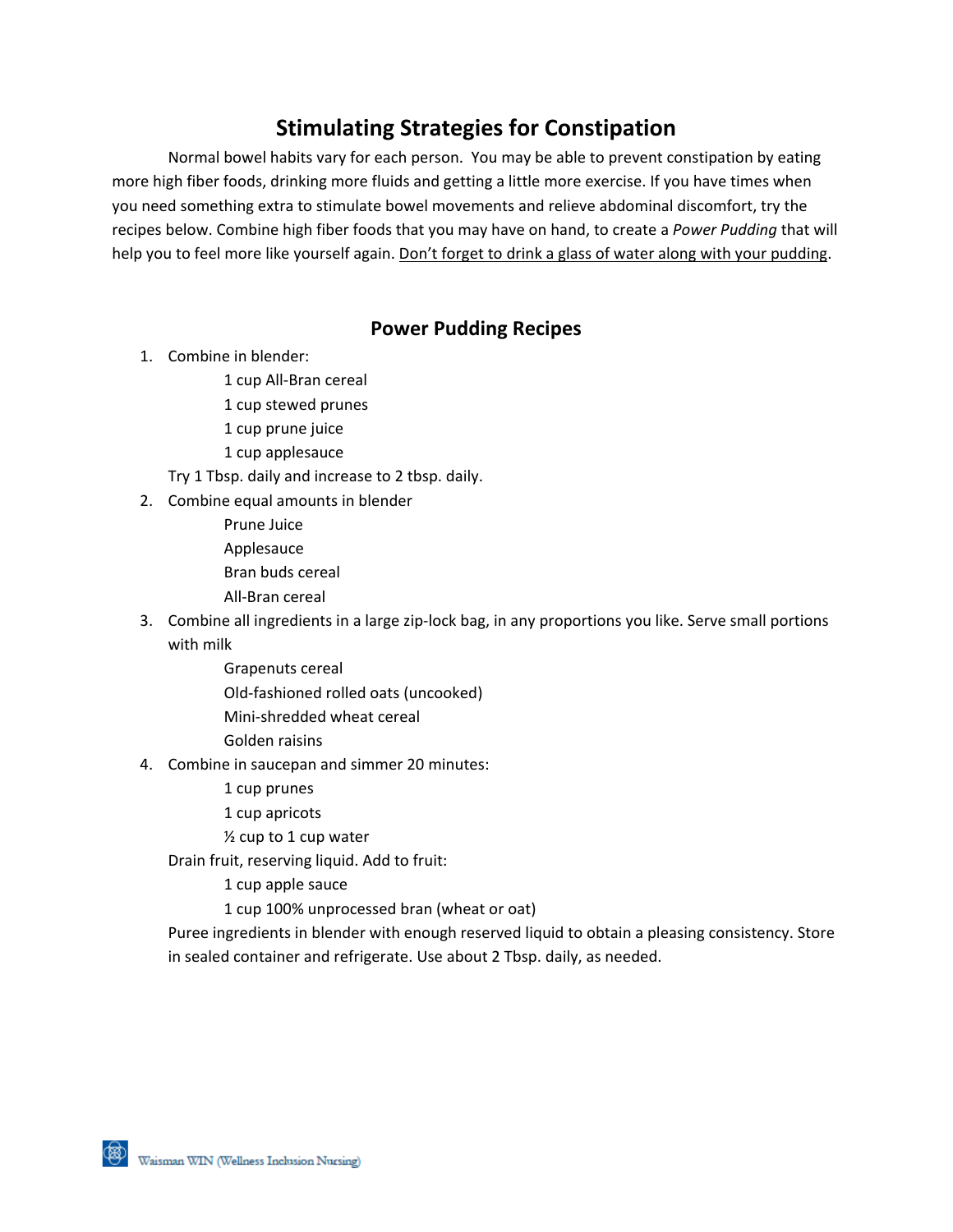# Stimulating Strategies for Constipation

Normal bowel habits vary for each person. You may be able to prevent constipation by eating more high fiber foods, drinking more fluids and getting a little more exercise. If you have times when you need something extra to stimulate bowel movements and relieve abdominal discomfort, try the recipes below. Combine high fiber foods that you may have on hand, to create a *Power Pudding* that will help you to feel more like yourself again. <u>Don't forget to drink a glass of water along with your pudding</u>.

## Power Pudding Recipes

1. Combine in blender:
   - 1 cup All-Bran cereal
   - 1 cup stewed prunes
   - 1 cup prune juice
   - 1 cup applesauce

   Try 1 Tbsp. daily and increase to 2 tbsp. daily.

2. Combine equal amounts in blender
   - Prune Juice
   - Applesauce
   - Bran buds cereal
   - All-Bran cereal

3. Combine all ingredients in a large zip-lock bag, in any proportions you like. Serve small portions with milk
   - Grapenuts cereal
   - Old-fashioned rolled oats (uncooked)
   - Mini-shredded wheat cereal
   - Golden raisins

4. Combine in saucepan and simmer 20 minutes:
   - 1 cup prunes
   - 1 cup apricots
   - ½ cup to 1 cup water

   Drain fruit, reserving liquid. Add to fruit:
   - 1 cup apple sauce
   - 1 cup 100% unprocessed bran (wheat or oat)

   Puree ingredients in blender with enough reserved liquid to obtain a pleasing consistency. Store in sealed container and refrigerate. Use about 2 Tbsp. daily, as needed.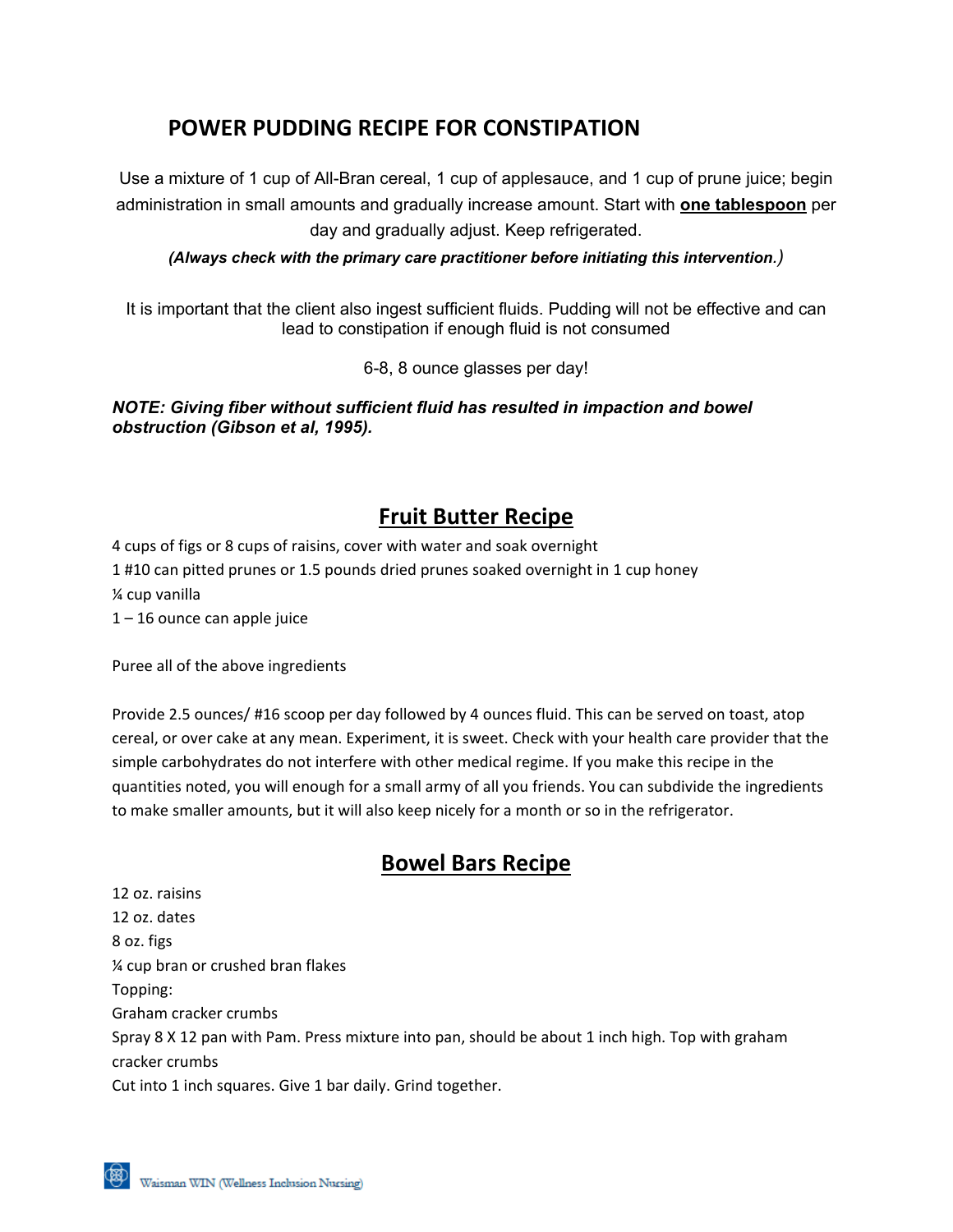## POWER PUDDING RECIPE FOR CONSTIPATION

Use a mixture of 1 cup of All-Bran cereal, 1 cup of applesauce, and 1 cup of prune juice; begin administration in small amounts and gradually increase amount. Start with **one tablespoon** per day and gradually adjust. Keep refrigerated.

***(Always check with the primary care practitioner before initiating this intervention.)***

It is important that the client also ingest sufficient fluids. Pudding will not be effective and can lead to constipation if enough fluid is not consumed

6-8, 8 ounce glasses per day!

***NOTE: Giving fiber without sufficient fluid has resulted in impaction and bowel obstruction (Gibson et al, 1995).***

## Fruit Butter Recipe

4 cups of figs or 8 cups of raisins, cover with water and soak overnight
1 #10 can pitted prunes or 1.5 pounds dried prunes soaked overnight in 1 cup honey
¼ cup vanilla
1 – 16 ounce can apple juice

Puree all of the above ingredients

Provide 2.5 ounces/ #16 scoop per day followed by 4 ounces fluid. This can be served on toast, atop cereal, or over cake at any mean. Experiment, it is sweet. Check with your health care provider that the simple carbohydrates do not interfere with other medical regime. If you make this recipe in the quantities noted, you will enough for a small army of all you friends. You can subdivide the ingredients to make smaller amounts, but it will also keep nicely for a month or so in the refrigerator.

## Bowel Bars Recipe

12 oz. raisins
12 oz. dates
8 oz. figs
¼ cup bran or crushed bran flakes
Topping:
Graham cracker crumbs
Spray 8 X 12 pan with Pam. Press mixture into pan, should be about 1 inch high. Top with graham cracker crumbs
Cut into 1 inch squares. Give 1 bar daily. Grind together.